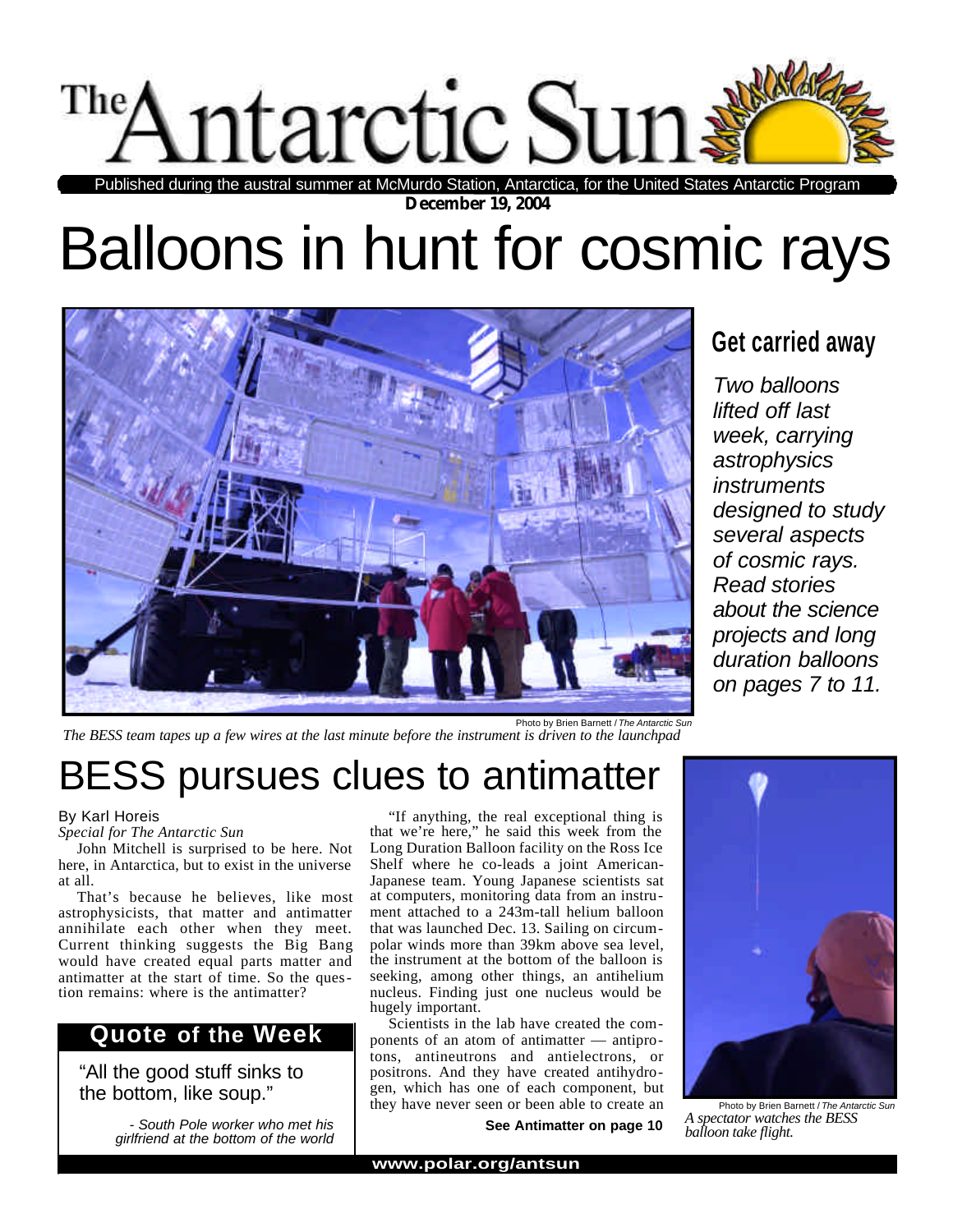# The Antarctic Sun

Published during the austral summer at McMurdo Station, Antarctica, for the United States Antarctic Program

**December 19, 2004**

# Balloons in hunt for cosmic rays

Photo by Brien Barnett / *The Antarctic Sun*

*The BESS team tapes up a few wires at the last minute before the instrument is driven to the launchpad*

## Get carried away

*Two balloons lifted off last week, carrying astrophysics instruments designed to study several aspects of cosmic rays. Read stories about the science projects and long duration balloons on pages 7 to 11.*

# BESS pursues clues to antimatter

By Karl Horeis
*Special for The Antarctic Sun*

John Mitchell is surprised to be here. Not here, in Antarctica, but to exist in the universe at all.

That's because he believes, like most astrophysicists, that matter and antimatter annihilate each other when they meet. Current thinking suggests the Big Bang would have created equal parts matter and antimatter at the start of time. So the question remains: where is the antimatter?

"If anything, the real exceptional thing is that we're here," he said this week from the Long Duration Balloon facility on the Ross Ice Shelf where he co-leads a joint American-Japanese team. Young Japanese scientists sat at computers, monitoring data from an instrument attached to a 243m-tall helium balloon that was launched Dec. 13. Sailing on circumpolar winds more than 39km above sea level, the instrument at the bottom of the balloon is seeking, among other things, an antihelium nucleus. Finding just one nucleus would be hugely important.

Scientists in the lab have created the components of an atom of antimatter — antiprotons, antineutrons and antielectrons, or positrons. And they have created antihydrogen, which has one of each component, but they have never seen or been able to create an

**See Antimatter on page 10**

## Quote of the Week

"All the good stuff sinks to the bottom, like soup."

*- South Pole worker who met his girlfriend at the bottom of the world*

Photo by Brien Barnett / *The Antarctic Sun*

*A spectator watches the BESS balloon take flight.*

**www.polar.org/antsun**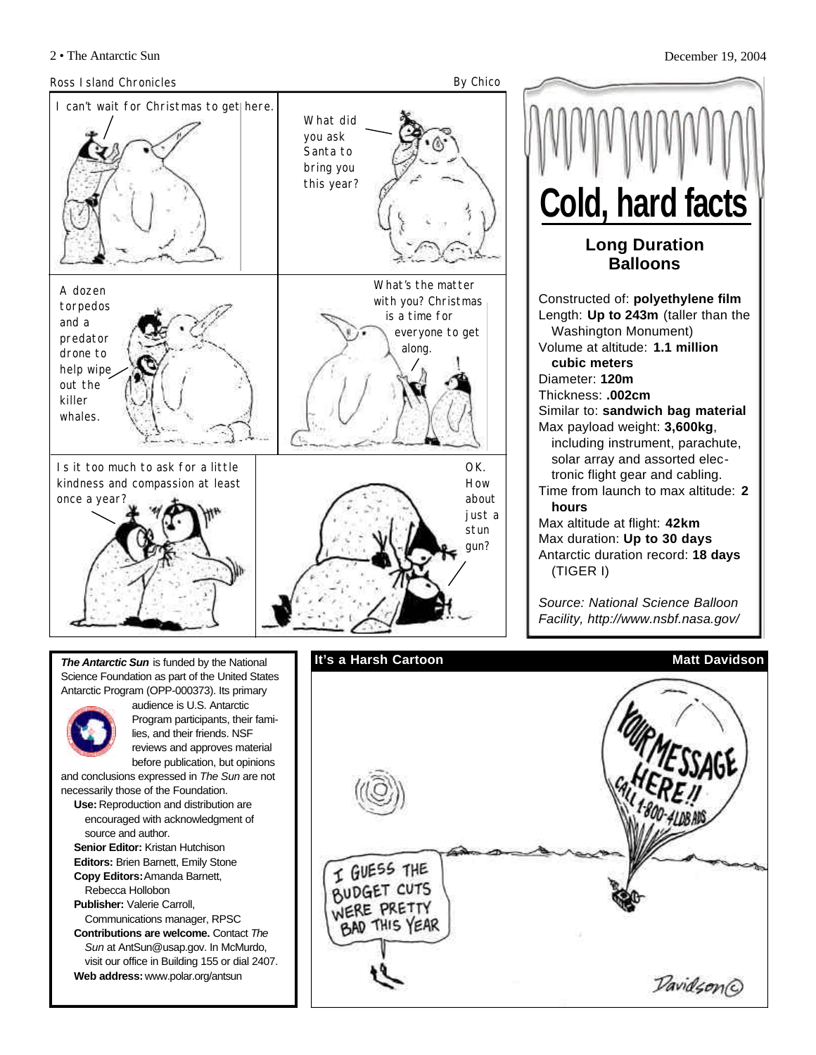## Ross Island Chronicles

By Chico

I can't wait for Christmas to get here.

What did you ask Santa to bring you this year?

A dozen torpedos and a predator drone to help wipe out the killer whales.

What's the matter with you? Christmas is a time for everyone to get along.

Is it too much to ask for a little kindness and compassion at least once a year?

OK. How about just a stun gun?

# Cold, hard facts

## Long Duration Balloons

Constructed of: **polyethylene film**
Length: **Up to 243m** (taller than the Washington Monument)
Volume at altitude: **1.1 million cubic meters**
Diameter: **120m**
Thickness: **.002cm**
Similar to: **sandwich bag material**
Max payload weight: **3,600kg**, including instrument, parachute, solar array and assorted electronic flight gear and cabling.
Time from launch to max altitude: **2 hours**
Max altitude at flight: **42km**
Max duration: **Up to 30 days**
Antarctic duration record: **18 days** (TIGER I)

*Source: National Science Balloon Facility, http://www.nsbf.nasa.gov/*

***The Antarctic Sun*** is funded by the National Science Foundation as part of the United States Antarctic Program (OPP-000373). Its primary audience is U.S. Antarctic Program participants, their families, and their friends. NSF reviews and approves material before publication, but opinions and conclusions expressed in *The Sun* are not necessarily those of the Foundation.

**Use:** Reproduction and distribution are encouraged with acknowledgment of source and author.
**Senior Editor:** Kristan Hutchison
**Editors:** Brien Barnett, Emily Stone
**Copy Editors:** Amanda Barnett, Rebecca Hollobon
**Publisher:** Valerie Carroll, Communications manager, RPSC
**Contributions are welcome.** Contact *The Sun* at AntSun@usap.gov. In McMurdo, visit our office in Building 155 or dial 2407.
**Web address:** www.polar.org/antsun

## It's a Harsh Cartoon

Matt Davidson

YOUR MESSAGE HERE!! CALL 1-800-4LDB ADS

I GUESS THE BUDGET CUTS WERE PRETTY BAD THIS YEAR

Davidson©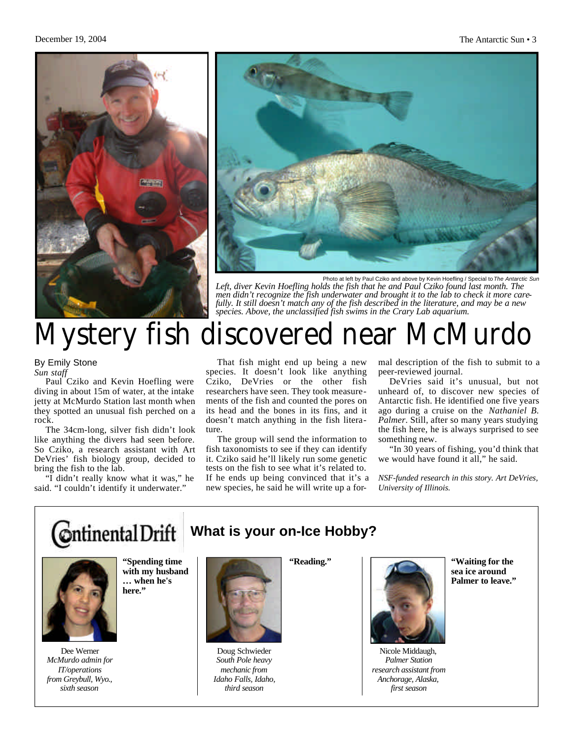Photo at left by Paul Cziko and above by Kevin Hoefling / Special to *The Antarctic Sun*

*Left, diver Kevin Hoefling holds the fish that he and Paul Cziko found last month. The men didn't recognize the fish underwater and brought it to the lab to check it more carefully. It still doesn't match any of the fish described in the literature, and may be a new species. Above, the unclassified fish swims in the Crary Lab aquarium.*

# Mystery fish discovered near McMurdo

By Emily Stone
*Sun staff*

Paul Cziko and Kevin Hoefling were diving in about 15m of water, at the intake jetty at McMurdo Station last month when they spotted an unusual fish perched on a rock.

The 34cm-long, silver fish didn't look like anything the divers had seen before. So Cziko, a research assistant with Art DeVries' fish biology group, decided to bring the fish to the lab.

"I didn't really know what it was," he said. "I couldn't identify it underwater."

That fish might end up being a new species. It doesn't look like anything Cziko, DeVries or the other fish researchers have seen. They took measurements of the fish and counted the pores on its head and the bones in its fins, and it doesn't match anything in the fish literature.

The group will send the information to fish taxonomists to see if they can identify it. Cziko said he'll likely run some genetic tests on the fish to see what it's related to. If he ends up being convinced that it's a new species, he said he will write up a formal description of the fish to submit to a peer-reviewed journal.

DeVries said it's unusual, but not unheard of, to discover new species of Antarctic fish. He identified one five years ago during a cruise on the *Nathaniel B. Palmer*. Still, after so many years studying the fish here, he is always surprised to see something new.

"In 30 years of fishing, you'd think that we would have found it all," he said.

*NSF-funded research in this story. Art DeVries, University of Illinois.*

## Continental Drift

### What is your on-Ice Hobby?

**"Spending time with my husband … when he's here."**

Dee Werner
*McMurdo admin for IT/operations from Greybull, Wyo., sixth season*

**"Reading."**

Doug Schwieder
*South Pole heavy mechanic from Idaho Falls, Idaho, third season*

**"Waiting for the sea ice around Palmer to leave."**

Nicole Middaugh,
*Palmer Station research assistant from Anchorage, Alaska, first season*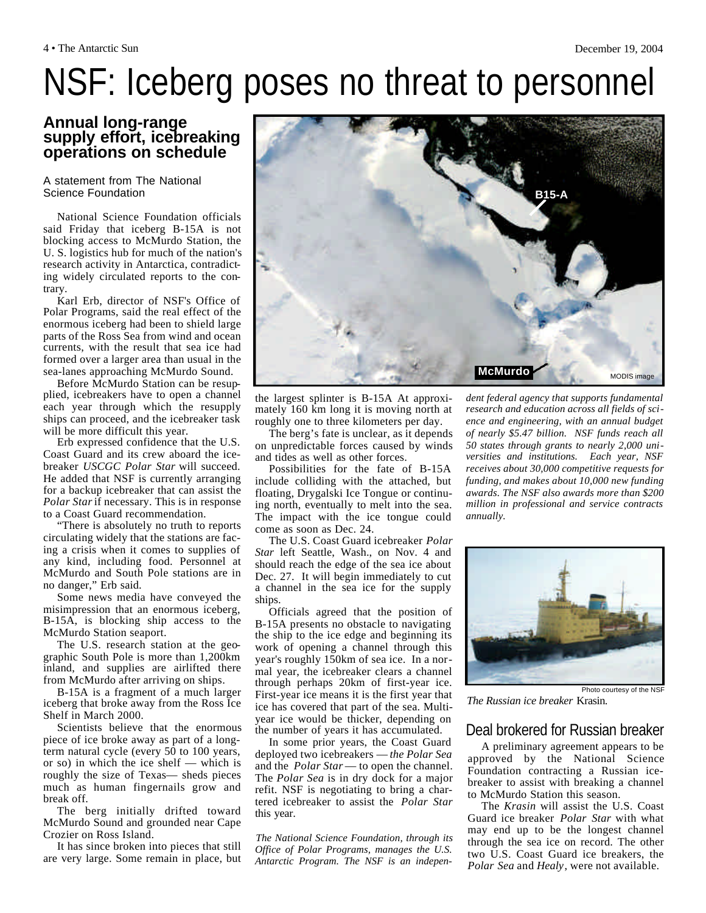# NSF: Iceberg poses no threat to personnel

## Annual long-range supply effort, icebreaking operations on schedule

A statement from The National Science Foundation

National Science Foundation officials said Friday that iceberg B-15A is not blocking access to McMurdo Station, the U. S. logistics hub for much of the nation's research activity in Antarctica, contradicting widely circulated reports to the contrary.

Karl Erb, director of NSF's Office of Polar Programs, said the real effect of the enormous iceberg had been to shield large parts of the Ross Sea from wind and ocean currents, with the result that sea ice had formed over a larger area than usual in the sea-lanes approaching McMurdo Sound.

Before McMurdo Station can be resupplied, icebreakers have to open a channel each year through which the resupply ships can proceed, and the icebreaker task will be more difficult this year.

Erb expressed confidence that the U.S. Coast Guard and its crew aboard the icebreaker *USCGC Polar Star* will succeed. He added that NSF is currently arranging for a backup icebreaker that can assist the *Polar Star* if necessary. This is in response to a Coast Guard recommendation.

"There is absolutely no truth to reports circulating widely that the stations are facing a crisis when it comes to supplies of any kind, including food. Personnel at McMurdo and South Pole stations are in no danger," Erb said.

Some news media have conveyed the misimpression that an enormous iceberg, B-15A, is blocking ship access to the McMurdo Station seaport.

The U.S. research station at the geographic South Pole is more than 1,200km inland, and supplies are airlifted there from McMurdo after arriving on ships.

B-15A is a fragment of a much larger iceberg that broke away from the Ross Ice Shelf in March 2000.

Scientists believe that the enormous piece of ice broke away as part of a long-term natural cycle (every 50 to 100 years, or so) in which the ice shelf — which is roughly the size of Texas— sheds pieces much as human fingernails grow and break off.

The berg initially drifted toward McMurdo Sound and grounded near Cape Crozier on Ross Island.

It has since broken into pieces that still are very large. Some remain in place, but the largest splinter is B-15A At approximately 160 km long it is moving north at roughly one to three kilometers per day.

The berg's fate is unclear, as it depends on unpredictable forces caused by winds and tides as well as other forces.

Possibilities for the fate of B-15A include colliding with the attached, but floating, Drygalski Ice Tongue or continuing north, eventually to melt into the sea. The impact with the ice tongue could come as soon as Dec. 24.

The U.S. Coast Guard icebreaker *Polar Star* left Seattle, Wash., on Nov. 4 and should reach the edge of the sea ice about Dec. 27. It will begin immediately to cut a channel in the sea ice for the supply ships.

Officials agreed that the position of B-15A presents no obstacle to navigating the ship to the ice edge and beginning its work of opening a channel through this year's roughly 150km of sea ice. In a normal year, the icebreaker clears a channel through perhaps 20km of first-year ice. First-year ice means it is the first year that ice has covered that part of the sea. Multi-year ice would be thicker, depending on the number of years it has accumulated.

In some prior years, the Coast Guard deployed two icebreakers — *the Polar Sea* and the *Polar Star* — to open the channel. The *Polar Sea* is in dry dock for a major refit. NSF is negotiating to bring a chartered icebreaker to assist the *Polar Star* this year.

*The National Science Foundation, through its Office of Polar Programs, manages the U.S. Antarctic Program. The NSF is an independent federal agency that supports fundamental research and education across all fields of science and engineering, with an annual budget of nearly $5.47 billion. NSF funds reach all 50 states through grants to nearly 2,000 universities and institutions. Each year, NSF receives about 30,000 competitive requests for funding, and makes about 10,000 new funding awards. The NSF also awards more than $200 million in professional and service contracts annually.*

B15-A

McMurdo

MODIS image

Photo courtesy of the NSF

*The Russian ice breaker* Krasin.

## Deal brokered for Russian breaker

A preliminary agreement appears to be approved by the National Science Foundation contracting a Russian icebreaker to assist with breaking a channel to McMurdo Station this season.

The *Krasin* will assist the U.S. Coast Guard ice breaker *Polar Star* with what may end up to be the longest channel through the sea ice on record. The other two U.S. Coast Guard ice breakers, the *Polar Sea* and *Healy*, were not available.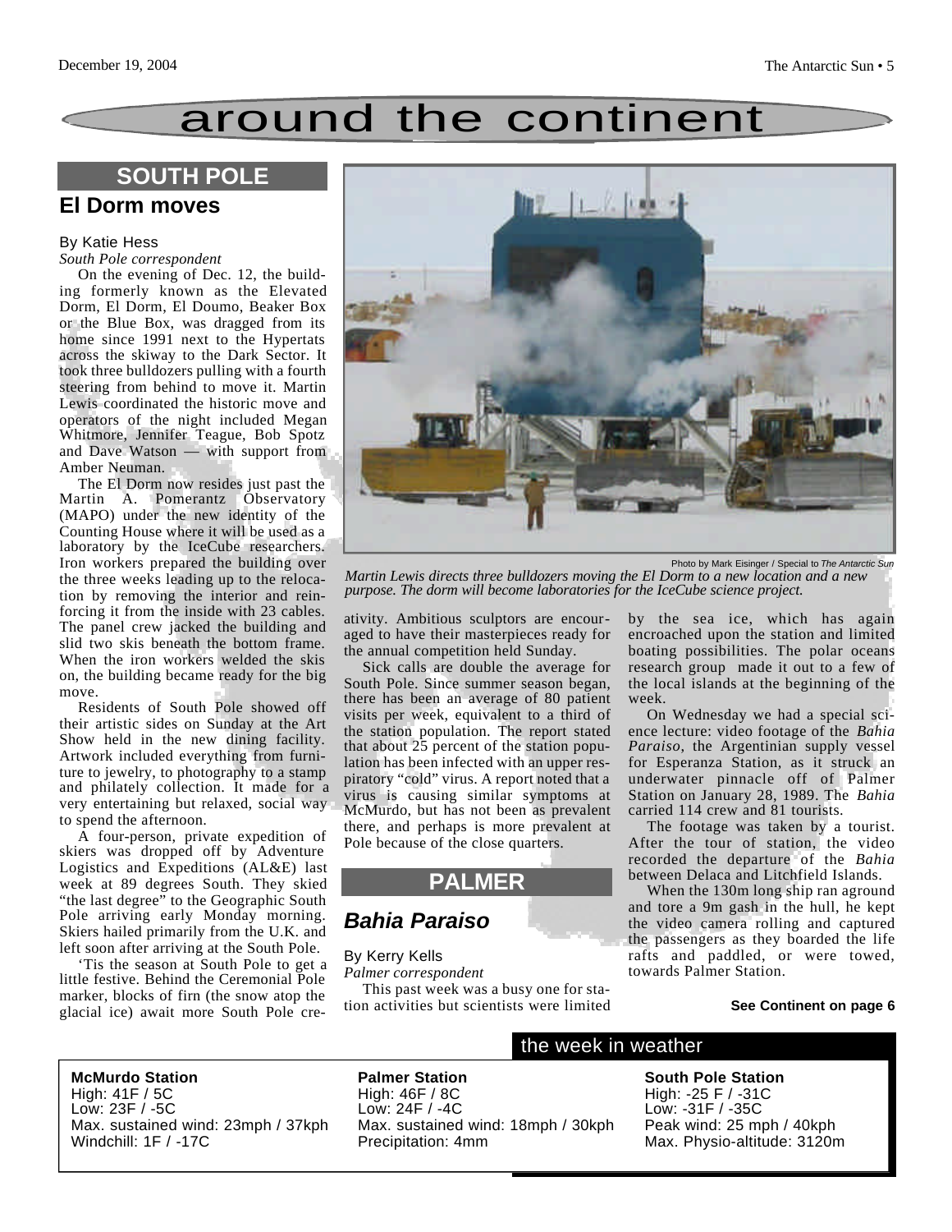# around the continent

## SOUTH POLE

### El Dorm moves

By Katie Hess
*South Pole correspondent*

On the evening of Dec. 12, the building formerly known as the Elevated Dorm, El Dorm, El Doumo, Beaker Box or the Blue Box, was dragged from its home since 1991 next to the Hypertats across the skiway to the Dark Sector. It took three bulldozers pulling with a fourth steering from behind to move it. Martin Lewis coordinated the historic move and operators of the night included Megan Whitmore, Jennifer Teague, Bob Spotz and Dave Watson — with support from Amber Neuman.

The El Dorm now resides just past the Martin A. Pomerantz Observatory (MAPO) under the new identity of the Counting House where it will be used as a laboratory by the IceCube researchers. Iron workers prepared the building over the three weeks leading up to the relocation by removing the interior and reinforcing it from the inside with 23 cables. The panel crew jacked the building and slid two skis beneath the bottom frame. When the iron workers welded the skis on, the building became ready for the big move.

Residents of South Pole showed off their artistic sides on Sunday at the Art Show held in the new dining facility. Artwork included everything from furniture to jewelry, to photography to a stamp and philately collection. It made for a very entertaining but relaxed, social way to spend the afternoon.

A four-person, private expedition of skiers was dropped off by Adventure Logistics and Expeditions (AL&E) last week at 89 degrees South. They skied "the last degree" to the Geographic South Pole arriving early Monday morning. Skiers hailed primarily from the U.K. and left soon after arriving at the South Pole.

'Tis the season at South Pole to get a little festive. Behind the Ceremonial Pole marker, blocks of firn (the snow atop the glacial ice) await more South Pole creativity. Ambitious sculptors are encouraged to have their masterpieces ready for the annual competition held Sunday.

Sick calls are double the average for South Pole. Since summer season began, there has been an average of 80 patient visits per week, equivalent to a third of the station population. The report stated that about 25 percent of the station population has been infected with an upper respiratory "cold" virus. A report noted that a virus is causing similar symptoms at McMurdo, but has not been as prevalent there, and perhaps is more prevalent at Pole because of the close quarters.

Photo by Mark Eisinger / Special to *The Antarctic Sun*

*Martin Lewis directs three bulldozers moving the El Dorm to a new location and a new purpose. The dorm will become laboratories for the IceCube science project.*

## PALMER

### *Bahia Paraiso*

By Kerry Kells
*Palmer correspondent*

This past week was a busy one for station activities but scientists were limited by the sea ice, which has again encroached upon the station and limited boating possibilities. The polar oceans research group made it out to a few of the local islands at the beginning of the week.

On Wednesday we had a special science lecture: video footage of the *Bahia Paraiso*, the Argentinian supply vessel for Esperanza Station, as it struck an underwater pinnacle off of Palmer Station on January 28, 1989. The *Bahia* carried 114 crew and 81 tourists.

The footage was taken by a tourist. After the tour of station, the video recorded the departure of the *Bahia* between Delaca and Litchfield Islands.

When the 130m long ship ran aground and tore a 9m gash in the hull, he kept the video camera rolling and captured the passengers as they boarded the life rafts and paddled, or were towed, towards Palmer Station.

**See Continent on page 6**

## the week in weather

**McMurdo Station**
High: 41F / 5C
Low: 23F / -5C
Max. sustained wind: 23mph / 37kph
Windchill: 1F / -17C

**Palmer Station**
High: 46F / 8C
Low: 24F / -4C
Max. sustained wind: 18mph / 30kph
Precipitation: 4mm

**South Pole Station**
High: -25 F / -31C
Low: -31F / -35C
Peak wind: 25 mph / 40kph
Max. Physio-altitude: 3120m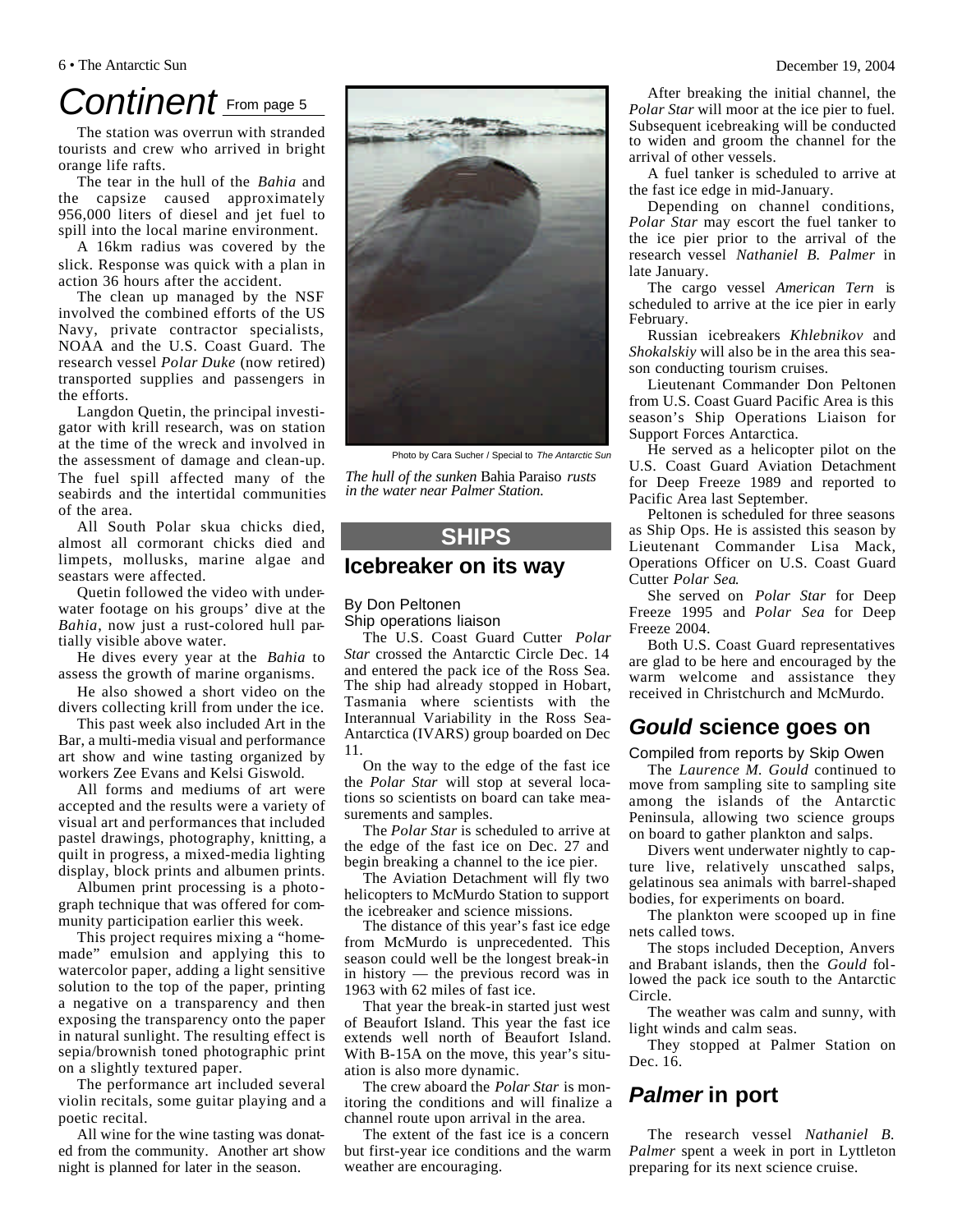# Continent

From page 5

The station was overrun with stranded tourists and crew who arrived in bright orange life rafts.

The tear in the hull of the *Bahia* and the capsize caused approximately 956,000 liters of diesel and jet fuel to spill into the local marine environment.

A 16km radius was covered by the slick. Response was quick with a plan in action 36 hours after the accident.

The clean up managed by the NSF involved the combined efforts of the US Navy, private contractor specialists, NOAA and the U.S. Coast Guard. The research vessel *Polar Duke* (now retired) transported supplies and passengers in the efforts.

Langdon Quetin, the principal investigator with krill research, was on station at the time of the wreck and involved in the assessment of damage and clean-up. The fuel spill affected many of the seabirds and the intertidal communities of the area.

All South Polar skua chicks died, almost all cormorant chicks died and limpets, mollusks, marine algae and seastars were affected.

Quetin followed the video with underwater footage on his groups' dive at the *Bahia*, now just a rust-colored hull partially visible above water.

He dives every year at the *Bahia* to assess the growth of marine organisms.

He also showed a short video on the divers collecting krill from under the ice.

This past week also included Art in the Bar, a multi-media visual and performance art show and wine tasting organized by workers Zee Evans and Kelsi Giswold.

All forms and mediums of art were accepted and the results were a variety of visual art and performances that included pastel drawings, photography, knitting, a quilt in progress, a mixed-media lighting display, block prints and albumen prints.

Albumen print processing is a photograph technique that was offered for community participation earlier this week.

This project requires mixing a "homemade" emulsion and applying this to watercolor paper, adding a light sensitive solution to the top of the paper, printing a negative on a transparency and then exposing the transparency onto the paper in natural sunlight. The resulting effect is sepia/brownish toned photographic print on a slightly textured paper.

The performance art included several violin recitals, some guitar playing and a poetic recital.

All wine for the wine tasting was donated from the community. Another art show night is planned for later in the season.

Photo by Cara Sucher / Special to *The Antarctic Sun*

*The hull of the sunken* Bahia Paraiso *rusts in the water near Palmer Station.*

## SHIPS

## Icebreaker on its way

By Don Peltonen
Ship operations liaison

The U.S. Coast Guard Cutter *Polar Star* crossed the Antarctic Circle Dec. 14 and entered the pack ice of the Ross Sea. The ship had already stopped in Hobart, Tasmania where scientists with the Interannual Variability in the Ross Sea-Antarctica (IVARS) group boarded on Dec 11.

On the way to the edge of the fast ice the *Polar Star* will stop at several locations so scientists on board can take measurements and samples.

The *Polar Star* is scheduled to arrive at the edge of the fast ice on Dec. 27 and begin breaking a channel to the ice pier.

The Aviation Detachment will fly two helicopters to McMurdo Station to support the icebreaker and science missions.

The distance of this year's fast ice edge from McMurdo is unprecedented. This season could well be the longest break-in in history — the previous record was in 1963 with 62 miles of fast ice.

That year the break-in started just west of Beaufort Island. This year the fast ice extends well north of Beaufort Island. With B-15A on the move, this year's situation is also more dynamic.

The crew aboard the *Polar Star* is monitoring the conditions and will finalize a channel route upon arrival in the area.

The extent of the fast ice is a concern but first-year ice conditions and the warm weather are encouraging.

After breaking the initial channel, the *Polar Star* will moor at the ice pier to fuel. Subsequent icebreaking will be conducted to widen and groom the channel for the arrival of other vessels.

A fuel tanker is scheduled to arrive at the fast ice edge in mid-January.

Depending on channel conditions, *Polar Star* may escort the fuel tanker to the ice pier prior to the arrival of the research vessel *Nathaniel B. Palmer* in late January.

The cargo vessel *American Tern* is scheduled to arrive at the ice pier in early February.

Russian icebreakers *Khlebnikov* and *Shokalskiy* will also be in the area this season conducting tourism cruises.

Lieutenant Commander Don Peltonen from U.S. Coast Guard Pacific Area is this season's Ship Operations Liaison for Support Forces Antarctica.

He served as a helicopter pilot on the U.S. Coast Guard Aviation Detachment for Deep Freeze 1989 and reported to Pacific Area last September.

Peltonen is scheduled for three seasons as Ship Ops. He is assisted this season by Lieutenant Commander Lisa Mack, Operations Officer on U.S. Coast Guard Cutter *Polar Sea*.

She served on *Polar Star* for Deep Freeze 1995 and *Polar Sea* for Deep Freeze 2004.

Both U.S. Coast Guard representatives are glad to be here and encouraged by the warm welcome and assistance they received in Christchurch and McMurdo.

## *Gould* science goes on

Compiled from reports by Skip Owen

The *Laurence M. Gould* continued to move from sampling site to sampling site among the islands of the Antarctic Peninsula, allowing two science groups on board to gather plankton and salps.

Divers went underwater nightly to capture live, relatively unscathed salps, gelatinous sea animals with barrel-shaped bodies, for experiments on board.

The plankton were scooped up in fine nets called tows.

The stops included Deception, Anvers and Brabant islands, then the *Gould* followed the pack ice south to the Antarctic Circle.

The weather was calm and sunny, with light winds and calm seas.

They stopped at Palmer Station on Dec. 16.

## *Palmer* in port

The research vessel *Nathaniel B. Palmer* spent a week in port in Lyttleton preparing for its next science cruise.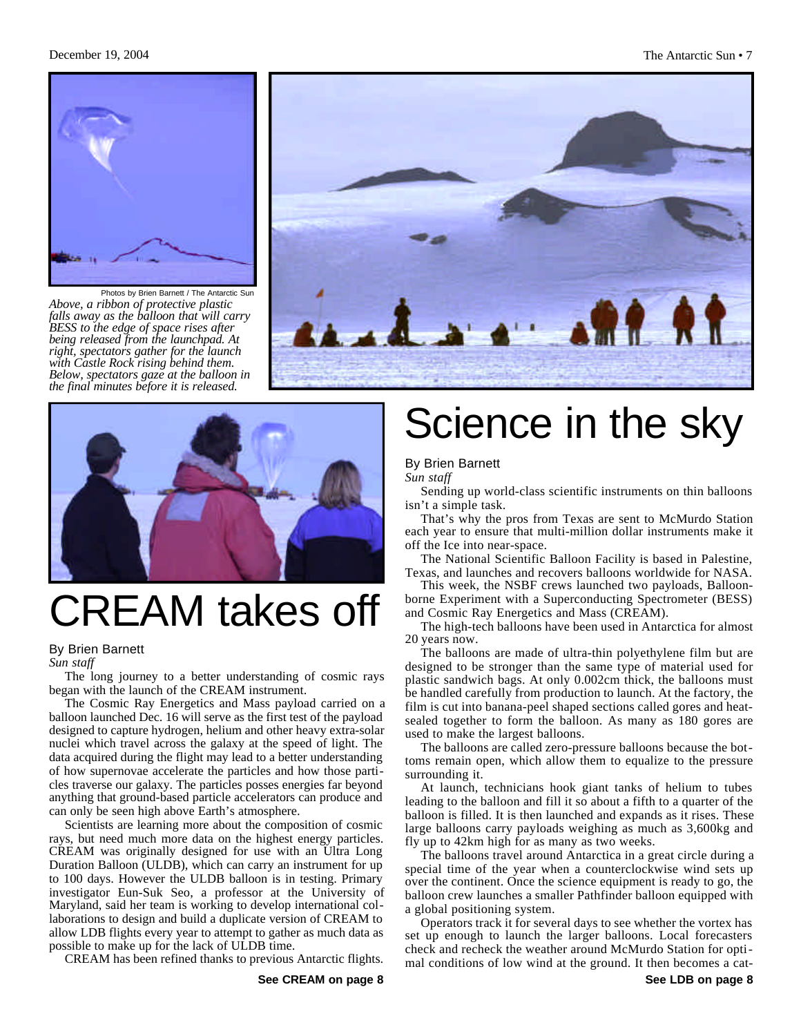Photos by Brien Barnett / The Antarctic Sun

*Above, a ribbon of protective plastic falls away as the balloon that will carry BESS to the edge of space rises after being released from the launchpad. At right, spectators gather for the launch with Castle Rock rising behind them. Below, spectators gaze at the balloon in the final minutes before it is released.*

# CREAM takes off

By Brien Barnett
*Sun staff*

The long journey to a better understanding of cosmic rays began with the launch of the CREAM instrument.

The Cosmic Ray Energetics and Mass payload carried on a balloon launched Dec. 16 will serve as the first test of the payload designed to capture hydrogen, helium and other heavy extra-solar nuclei which travel across the galaxy at the speed of light. The data acquired during the flight may lead to a better understanding of how supernovae accelerate the particles and how those particles traverse our galaxy. The particles posses energies far beyond anything that ground-based particle accelerators can produce and can only be seen high above Earth's atmosphere.

Scientists are learning more about the composition of cosmic rays, but need much more data on the highest energy particles. CREAM was originally designed for use with an Ultra Long Duration Balloon (ULDB), which can carry an instrument for up to 100 days. However the ULDB balloon is in testing. Primary investigator Eun-Suk Seo, a professor at the University of Maryland, said her team is working to develop international collaborations to design and build a duplicate version of CREAM to allow LDB flights every year to attempt to gather as much data as possible to make up for the lack of ULDB time.

CREAM has been refined thanks to previous Antarctic flights.

**See CREAM on page 8**

# Science in the sky

By Brien Barnett
*Sun staff*

Sending up world-class scientific instruments on thin balloons isn't a simple task.

That's why the pros from Texas are sent to McMurdo Station each year to ensure that multi-million dollar instruments make it off the Ice into near-space.

The National Scientific Balloon Facility is based in Palestine, Texas, and launches and recovers balloons worldwide for NASA.

This week, the NSBF crews launched two payloads, Balloon-borne Experiment with a Superconducting Spectrometer (BESS) and Cosmic Ray Energetics and Mass (CREAM).

The high-tech balloons have been used in Antarctica for almost 20 years now.

The balloons are made of ultra-thin polyethylene film but are designed to be stronger than the same type of material used for plastic sandwich bags. At only 0.002cm thick, the balloons must be handled carefully from production to launch. At the factory, the film is cut into banana-peel shaped sections called gores and heat-sealed together to form the balloon. As many as 180 gores are used to make the largest balloons.

The balloons are called zero-pressure balloons because the bottoms remain open, which allow them to equalize to the pressure surrounding it.

At launch, technicians hook giant tanks of helium to tubes leading to the balloon and fill it so about a fifth to a quarter of the balloon is filled. It is then launched and expands as it rises. These large balloons carry payloads weighing as much as 3,600kg and fly up to 42km high for as many as two weeks.

The balloons travel around Antarctica in a great circle during a special time of the year when a counterclockwise wind sets up over the continent. Once the science equipment is ready to go, the balloon crew launches a smaller Pathfinder balloon equipped with a global positioning system.

Operators track it for several days to see whether the vortex has set up enough to launch the larger balloons. Local forecasters check and recheck the weather around McMurdo Station for optimal conditions of low wind at the ground. It then becomes a cat-

**See LDB on page 8**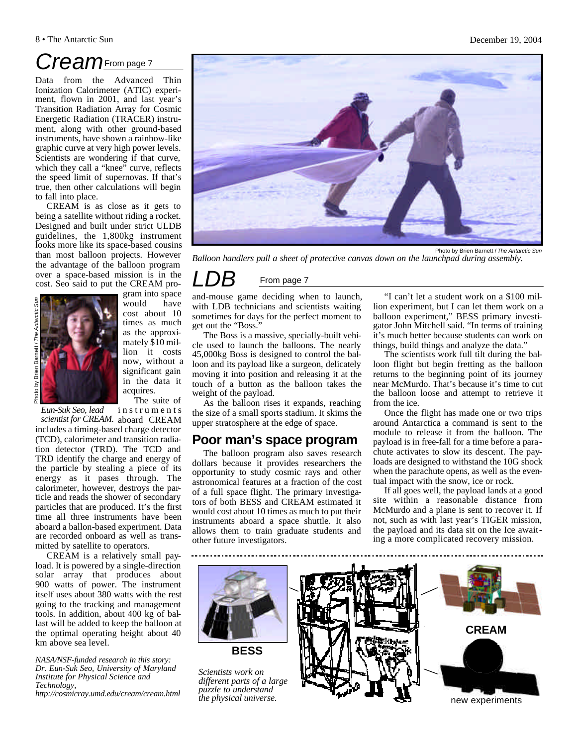# Cream From page 7

Data from the Advanced Thin Ionization Calorimeter (ATIC) experiment, flown in 2001, and last year's Transition Radiation Array for Cosmic Energetic Radiation (TRACER) instrument, along with other ground-based instruments, have shown a rainbow-like graphic curve at very high power levels. Scientists are wondering if that curve, which they call a "knee" curve, reflects the speed limit of supernovas. If that's true, then other calculations will begin to fall into place.

CREAM is as close as it gets to being a satellite without riding a rocket. Designed and built under strict ULDB guidelines, the 1,800kg instrument looks more like its space-based cousins than most balloon projects. However the advantage of the balloon program over a space-based mission is in the cost. Seo said to put the CREAM program into space would have cost about 10 times as much as the approximately $10 million it costs now, without a significant gain in the data it acquires.

Photo by Brien Barnett / *The Antarctic Sun*

*Eun-Suk Seo, lead scientist for CREAM.*

The suite of instruments aboard CREAM includes a timing-based charge detector (TCD), calorimeter and transition radiation detector (TRD). The TCD and TRD identify the charge and energy of the particle by stealing a piece of its energy as it pases through. The calorimeter, however, destroys the particle and reads the shower of secondary particles that are produced. It's the first time all three instruments have been aboard a ballon-based experiment. Data are recorded onboard as well as transmitted by satellite to operators.

CREAM is a relatively small payload. It is powered by a single-direction solar array that produces about 900 watts of power. The instrument itself uses about 380 watts with the rest going to the tracking and management tools. In addition, about 400 kg of ballast will be added to keep the balloon at the optimal operating height about 40 km above sea level.

*NASA/NSF-funded research in this story: Dr. Eun-Suk Seo, University of Maryland Institute for Physical Science and Technology, http://cosmicray.umd.edu/cream/cream.html*

Photo by Brien Barnett / *The Antarctic Sun*

*Balloon handlers pull a sheet of protective canvas down on the launchpad during assembly.*

# LDB From page 7

and-mouse game deciding when to launch, with LDB technicians and scientists waiting sometimes for days for the perfect moment to get out the "Boss."

The Boss is a massive, specially-built vehicle used to launch the balloons. The nearly 45,000kg Boss is designed to control the balloon and its payload like a surgeon, delicately moving it into position and releasing it at the touch of a button as the balloon takes the weight of the payload.

As the balloon rises it expands, reaching the size of a small sports stadium. It skims the upper stratosphere at the edge of space.

## Poor man's space program

The balloon program also saves research dollars because it provides researchers the opportunity to study cosmic rays and other astronomical features at a fraction of the cost of a full space flight. The primary investigators of both BESS and CREAM estimated it would cost about 10 times as much to put their instruments aboard a space shuttle. It also allows them to train graduate students and other future investigators.

"I can't let a student work on a $100 million experiment, but I can let them work on a balloon experiment," BESS primary investigator John Mitchell said. "In terms of training it's much better because students can work on things, build things and analyze the data."

The scientists work full tilt during the balloon flight but begin fretting as the balloon returns to the beginning point of its journey near McMurdo. That's because it's time to cut the balloon loose and attempt to retrieve it from the ice.

Once the flight has made one or two trips around Antarctica a command is sent to the module to release it from the balloon. The payload is in free-fall for a time before a parachute activates to slow its descent. The payloads are designed to withstand the 10G shock when the parachute opens, as well as the eventual impact with the snow, ice or rock.

If all goes well, the payload lands at a good site within a reasonable distance from McMurdo and a plane is sent to recover it. If not, such as with last year's TIGER mission, the payload and its data sit on the Ice awaiting a more complicated recovery mission.

BESS

CREAM

new experiments

*Scientists work on different parts of a large puzzle to understand the physical universe.*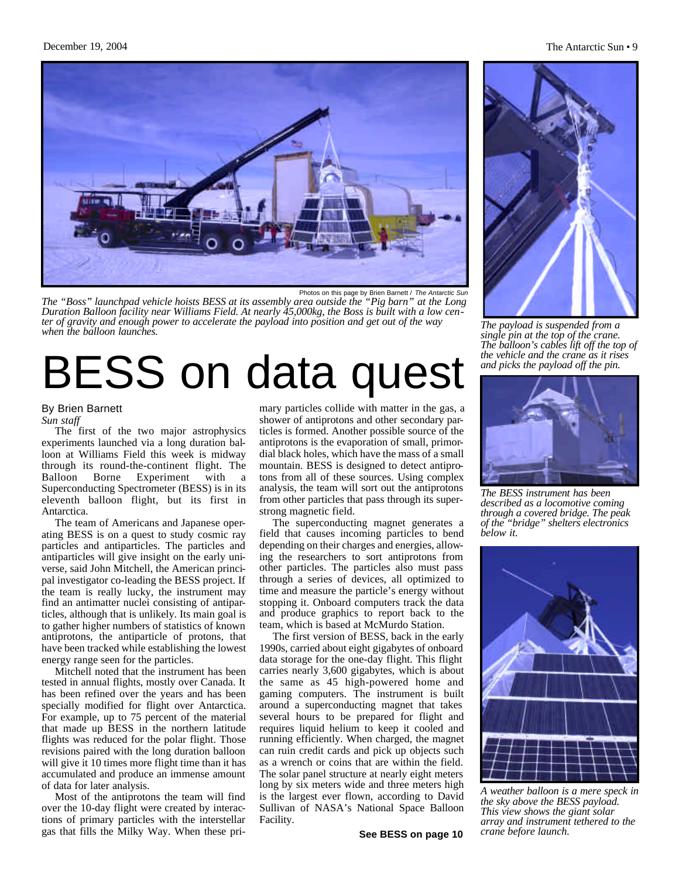Photos on this page by Brien Barnett / *The Antarctic Sun*

*The "Boss" launchpad vehicle hoists BESS at its assembly area outside the "Pig barn" at the Long Duration Balloon facility near Williams Field. At nearly 45,000kg, the Boss is built with a low center of gravity and enough power to accelerate the payload into position and get out of the way when the balloon launches.*

# BESS on data quest

By Brien Barnett
*Sun staff*

The first of the two major astrophysics experiments launched via a long duration balloon at Williams Field this week is midway through its round-the-continent flight. The Balloon Borne Experiment with a Superconducting Spectrometer (BESS) is in its eleventh balloon flight, but its first in Antarctica.

The team of Americans and Japanese operating BESS is on a quest to study cosmic ray particles and antiparticles. The particles and antiparticles will give insight on the early universe, said John Mitchell, the American principal investigator co-leading the BESS project. If the team is really lucky, the instrument may find an antimatter nuclei consisting of antiparticles, although that is unlikely. Its main goal is to gather higher numbers of statistics of known antiprotons, the antiparticle of protons, that have been tracked while establishing the lowest energy range seen for the particles.

Mitchell noted that the instrument has been tested in annual flights, mostly over Canada. It has been refined over the years and has been specially modified for flight over Antarctica. For example, up to 75 percent of the material that made up BESS in the northern latitude flights was reduced for the polar flight. Those revisions paired with the long duration balloon will give it 10 times more flight time than it has accumulated and produce an immense amount of data for later analysis.

Most of the antiprotons the team will find over the 10-day flight were created by interactions of primary particles with the interstellar gas that fills the Milky Way. When these primary particles collide with matter in the gas, a shower of antiprotons and other secondary particles is formed. Another possible source of the antiprotons is the evaporation of small, primordial black holes, which have the mass of a small mountain. BESS is designed to detect antiprotons from all of these sources. Using complex analysis, the team will sort out the antiprotons from other particles that pass through its superstrong magnetic field.

The superconducting magnet generates a field that causes incoming particles to bend depending on their charges and energies, allowing the researchers to sort antiprotons from other particles. The particles also must pass through a series of devices, all optimized to time and measure the particle's energy without stopping it. Onboard computers track the data and produce graphics to report back to the team, which is based at McMurdo Station.

The first version of BESS, back in the early 1990s, carried about eight gigabytes of onboard data storage for the one-day flight. This flight carries nearly 3,600 gigabytes, which is about the same as 45 high-powered home and gaming computers. The instrument is built around a superconducting magnet that takes several hours to be prepared for flight and requires liquid helium to keep it cooled and running efficiently. When charged, the magnet can ruin credit cards and pick up objects such as a wrench or coins that are within the field. The solar panel structure at nearly eight meters long by six meters wide and three meters high is the largest ever flown, according to David Sullivan of NASA's National Space Balloon Facility.

**See BESS on page 10**

*The payload is suspended from a single pin at the top of the crane. The balloon's cables lift off the top of the vehicle and the crane as it rises and picks the payload off the pin.*

*The BESS instrument has been described as a locomotive coming through a covered bridge. The peak of the "bridge" shelters electronics below it.*

*A weather balloon is a mere speck in the sky above the BESS payload. This view shows the giant solar array and instrument tethered to the crane before launch.*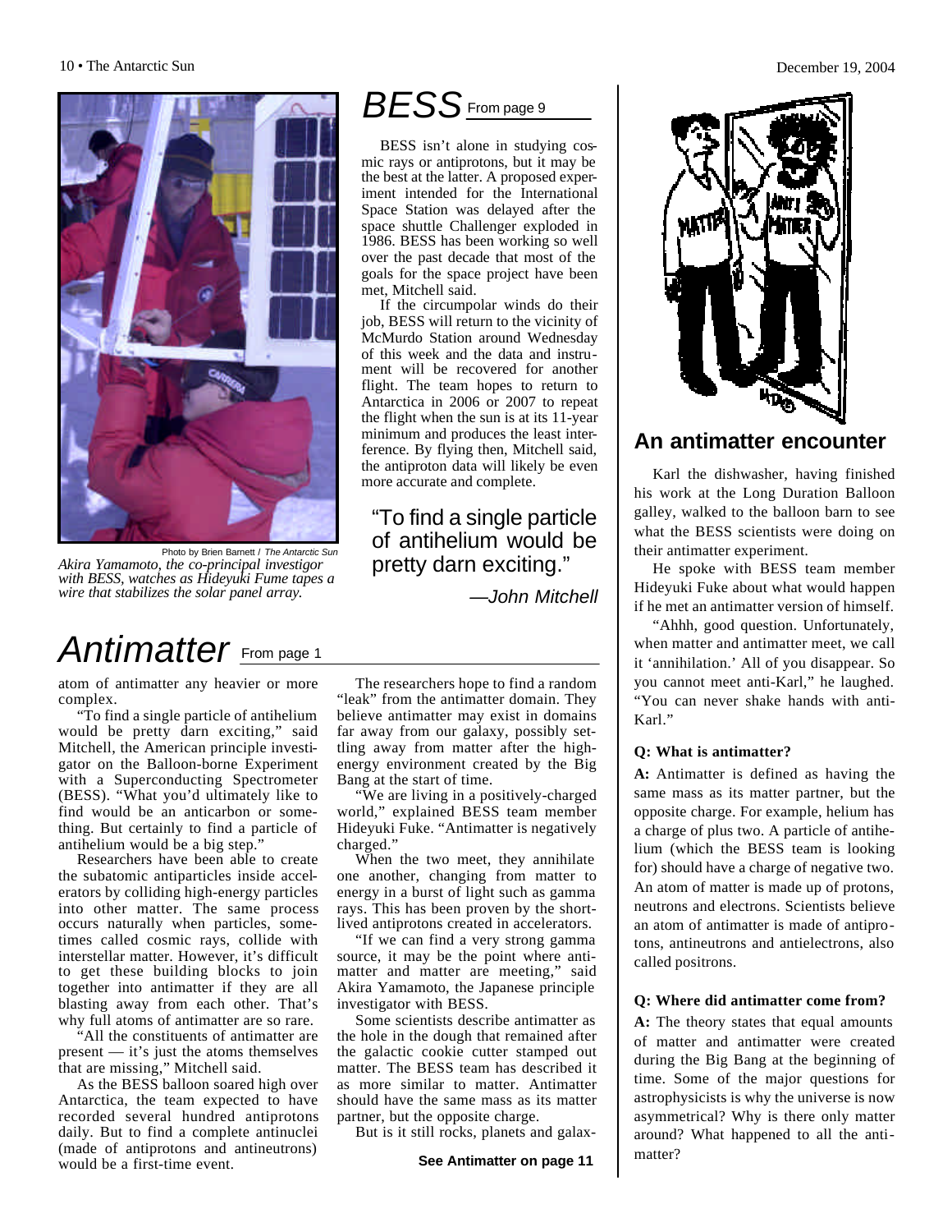Photo by Brien Barnett / *The Antarctic Sun*

*Akira Yamamoto, the co-principal investigor with BESS, watches as Hideyuki Fume tapes a wire that stabilizes the solar panel array.*

# BESS From page 9

BESS isn't alone in studying cosmic rays or antiprotons, but it may be the best at the latter. A proposed experiment intended for the International Space Station was delayed after the space shuttle Challenger exploded in 1986. BESS has been working so well over the past decade that most of the goals for the space project have been met, Mitchell said.

If the circumpolar winds do their job, BESS will return to the vicinity of McMurdo Station around Wednesday of this week and the data and instrument will be recovered for another flight. The team hopes to return to Antarctica in 2006 or 2007 to repeat the flight when the sun is at its 11-year minimum and produces the least interference. By flying then, Mitchell said, the antiproton data will likely be even more accurate and complete.

> "To find a single particle of antihelium would be pretty darn exciting."
>
> *—John Mitchell*

# Antimatter From page 1

atom of antimatter any heavier or more complex.

"To find a single particle of antihelium would be pretty darn exciting," said Mitchell, the American principle investigator on the Balloon-borne Experiment with a Superconducting Spectrometer (BESS). "What you'd ultimately like to find would be an anticarbon or something. But certainly to find a particle of antihelium would be a big step."

Researchers have been able to create the subatomic antiparticles inside accelerators by colliding high-energy particles into other matter. The same process occurs naturally when particles, sometimes called cosmic rays, collide with interstellar matter. However, it's difficult to get these building blocks to join together into antimatter if they are all blasting away from each other. That's why full atoms of antimatter are so rare.

"All the constituents of antimatter are present — it's just the atoms themselves that are missing," Mitchell said.

As the BESS balloon soared high over Antarctica, the team expected to have recorded several hundred antiprotons daily. But to find a complete antinuclei (made of antiprotons and antineutrons) would be a first-time event.

The researchers hope to find a random "leak" from the antimatter domain. They believe antimatter may exist in domains far away from our galaxy, possibly settling away from matter after the high-energy environment created by the Big Bang at the start of time.

"We are living in a positively-charged world," explained BESS team member Hideyuki Fuke. "Antimatter is negatively charged."

When the two meet, they annihilate one another, changing from matter to energy in a burst of light such as gamma rays. This has been proven by the short-lived antiprotons created in accelerators.

"If we can find a very strong gamma source, it may be the point where antimatter and matter are meeting," said Akira Yamamoto, the Japanese principle investigator with BESS.

Some scientists describe antimatter as the hole in the dough that remained after the galactic cookie cutter stamped out matter. The BESS team has described it as more similar to matter. Antimatter should have the same mass as its matter partner, but the opposite charge.

But is it still rocks, planets and galax-

**See Antimatter on page 11**

## An antimatter encounter

Karl the dishwasher, having finished his work at the Long Duration Balloon galley, walked to the balloon barn to see what the BESS scientists were doing on their antimatter experiment.

He spoke with BESS team member Hideyuki Fuke about what would happen if he met an antimatter version of himself.

"Ahhh, good question. Unfortunately, when matter and antimatter meet, we call it 'annihilation.' All of you disappear. So you cannot meet anti-Karl," he laughed. "You can never shake hands with anti-Karl."

**Q: What is antimatter?**

**A:** Antimatter is defined as having the same mass as its matter partner, but the opposite charge. For example, helium has a charge of plus two. A particle of antihelium (which the BESS team is looking for) should have a charge of negative two. An atom of matter is made up of protons, neutrons and electrons. Scientists believe an atom of antimatter is made of antiprotons, antineutrons and antielectrons, also called positrons.

**Q: Where did antimatter come from?**

**A:** The theory states that equal amounts of matter and antimatter were created during the Big Bang at the beginning of time. Some of the major questions for astrophysicists is why the universe is now asymmetrical? Why is there only matter around? What happened to all the antimatter?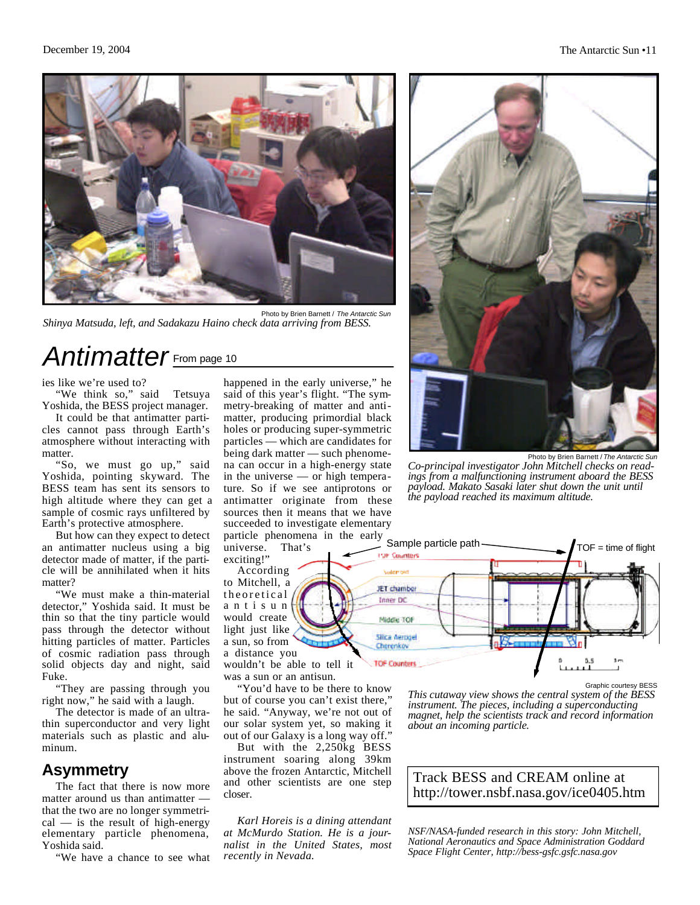Photo by Brien Barnett / *The Antarctic Sun*

*Shinya Matsuda, left, and Sadakazu Haino check data arriving from BESS.*

# Antimatter From page 10

ies like we're used to?

"We think so," said Tetsuya Yoshida, the BESS project manager.

It could be that antimatter particles cannot pass through Earth's atmosphere without interacting with matter.

"So, we must go up," said Yoshida, pointing skyward. The BESS team has sent its sensors to high altitude where they can get a sample of cosmic rays unfiltered by Earth's protective atmosphere.

But how can they expect to detect an antimatter nucleus using a big detector made of matter, if the particle will be annihilated when it hits matter?

"We must make a thin-material detector," Yoshida said. It must be thin so that the tiny particle would pass through the detector without hitting particles of matter. Particles of cosmic radiation pass through solid objects day and night, said Fuke.

"They are passing through you right now," he said with a laugh.

The detector is made of an ultra-thin superconductor and very light materials such as plastic and aluminum.

## Asymmetry

The fact that there is now more matter around us than antimatter — that the two are no longer symmetrical — is the result of high-energy elementary particle phenomena, Yoshida said.

"We have a chance to see what happened in the early universe," he said of this year's flight. "The symmetry-breaking of matter and antimatter, producing primordial black holes or producing super-symmetric particles — which are candidates for being dark matter — such phenomena can occur in a high-energy state in the universe — or high temperature. So if we see antiprotons or antimatter originate from these sources then it means that we have succeeded to investigate elementary particle phenomena in the early universe. That's exciting!"

According to Mitchell, a theoretical antisun would create light just like a sun, so from a distance you wouldn't be able to tell it was a sun or an antisun.

"You'd have to be there to know but of course you can't exist there," he said. "Anyway, we're not out of our solar system yet, so making it out of our Galaxy is a long way off."

But with the 2,250kg BESS instrument soaring along 39km above the frozen Antarctic, Mitchell and other scientists are one step closer.

*Karl Horeis is a dining attendant at McMurdo Station. He is a journalist in the United States, most recently in Nevada.*

Photo by Brien Barnett / *The Antarctic Sun*

*Co-principal investigator John Mitchell checks on readings from a malfunctioning instrument aboard the BESS payload. Makato Sasaki later shut down the unit until the payload reached its maximum altitude.*

Sample particle path — TOF = time of flight

TOF Counters, Solenoid, JET chamber, Inner DC, Middle TOF, Silica Aerogel Cherenkov, TOF Counters

0 0.5 1m

Graphic courtesy BESS

*This cutaway view shows the central system of the BESS instrument. The pieces, including a superconducting magnet, help the scientists track and record information about an incoming particle.*

Track BESS and CREAM online at http://tower.nsbf.nasa.gov/ice0405.htm

*NSF/NASA-funded research in this story: John Mitchell, National Aeronautics and Space Administration Goddard Space Flight Center, http://bess-gsfc.gsfc.nasa.gov*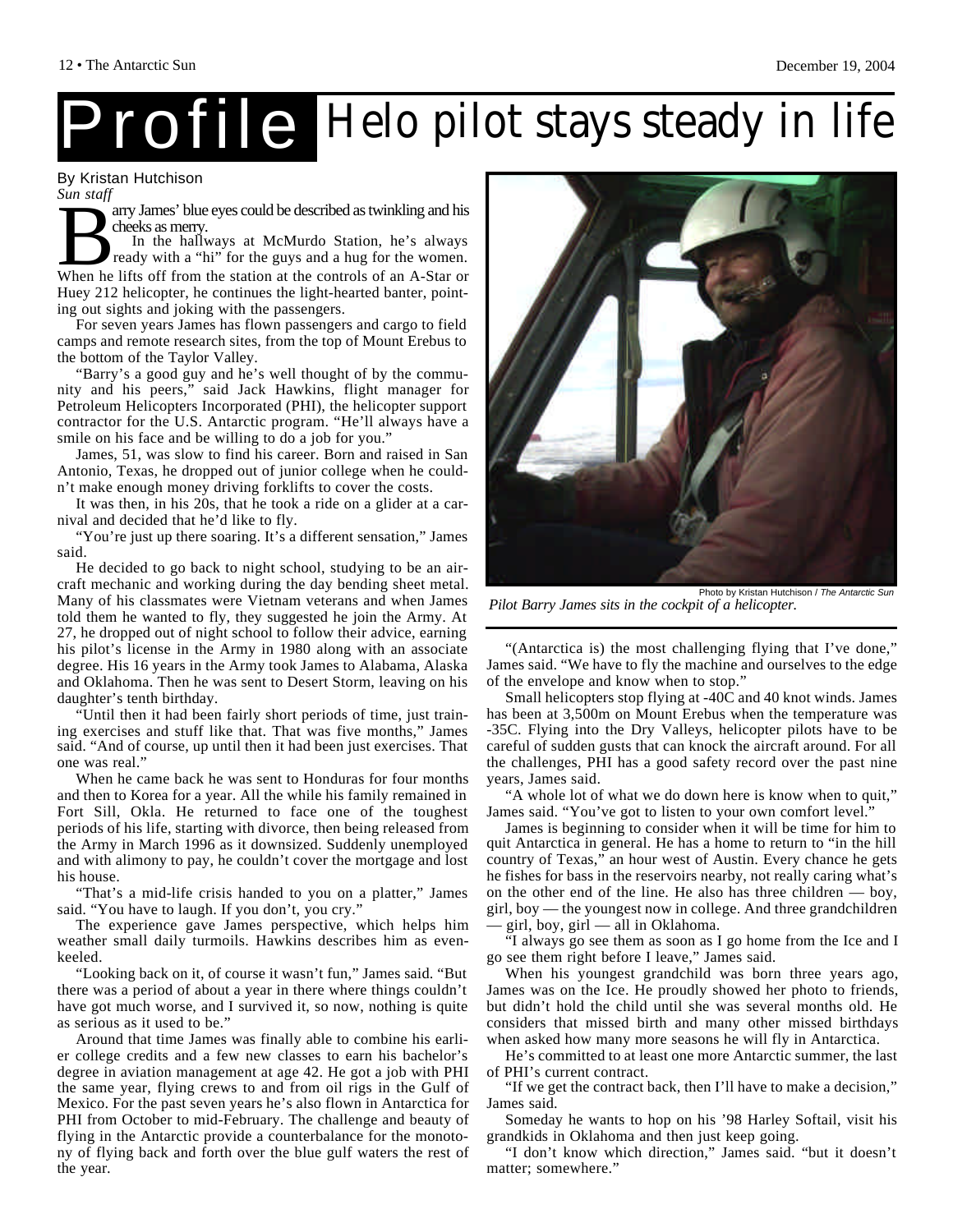# Profile Helo pilot stays steady in life

By Kristan Hutchison
*Sun staff*

Barry James' blue eyes could be described as twinkling and his cheeks as merry.

In the hallways at McMurdo Station, he's always ready with a "hi" for the guys and a hug for the women. When he lifts off from the station at the controls of an A-Star or Huey 212 helicopter, he continues the light-hearted banter, pointing out sights and joking with the passengers.

For seven years James has flown passengers and cargo to field camps and remote research sites, from the top of Mount Erebus to the bottom of the Taylor Valley.

"Barry's a good guy and he's well thought of by the community and his peers," said Jack Hawkins, flight manager for Petroleum Helicopters Incorporated (PHI), the helicopter support contractor for the U.S. Antarctic program. "He'll always have a smile on his face and be willing to do a job for you."

James, 51, was slow to find his career. Born and raised in San Antonio, Texas, he dropped out of junior college when he couldn't make enough money driving forklifts to cover the costs.

It was then, in his 20s, that he took a ride on a glider at a carnival and decided that he'd like to fly.

"You're just up there soaring. It's a different sensation," James said.

He decided to go back to night school, studying to be an aircraft mechanic and working during the day bending sheet metal. Many of his classmates were Vietnam veterans and when James told them he wanted to fly, they suggested he join the Army. At 27, he dropped out of night school to follow their advice, earning his pilot's license in the Army in 1980 along with an associate degree. His 16 years in the Army took James to Alabama, Alaska and Oklahoma. Then he was sent to Desert Storm, leaving on his daughter's tenth birthday.

"Until then it had been fairly short periods of time, just training exercises and stuff like that. That was five months," James said. "And of course, up until then it had been just exercises. That one was real."

When he came back he was sent to Honduras for four months and then to Korea for a year. All the while his family remained in Fort Sill, Okla. He returned to face one of the toughest periods of his life, starting with divorce, then being released from the Army in March 1996 as it downsized. Suddenly unemployed and with alimony to pay, he couldn't cover the mortgage and lost his house.

"That's a mid-life crisis handed to you on a platter," James said. "You have to laugh. If you don't, you cry."

The experience gave James perspective, which helps him weather small daily turmoils. Hawkins describes him as even-keeled.

"Looking back on it, of course it wasn't fun," James said. "But there was a period of about a year in there where things couldn't have got much worse, and I survived it, so now, nothing is quite as serious as it used to be."

Around that time James was finally able to combine his earlier college credits and a few new classes to earn his bachelor's degree in aviation management at age 42. He got a job with PHI the same year, flying crews to and from oil rigs in the Gulf of Mexico. For the past seven years he's also flown in Antarctica for PHI from October to mid-February. The challenge and beauty of flying in the Antarctic provide a counterbalance for the monotony of flying back and forth over the blue gulf waters the rest of the year.

Photo by Kristan Hutchison / *The Antarctic Sun*

*Pilot Barry James sits in the cockpit of a helicopter.*

"(Antarctica is) the most challenging flying that I've done," James said. "We have to fly the machine and ourselves to the edge of the envelope and know when to stop."

Small helicopters stop flying at -40C and 40 knot winds. James has been at 3,500m on Mount Erebus when the temperature was -35C. Flying into the Dry Valleys, helicopter pilots have to be careful of sudden gusts that can knock the aircraft around. For all the challenges, PHI has a good safety record over the past nine years, James said.

"A whole lot of what we do down here is know when to quit," James said. "You've got to listen to your own comfort level."

James is beginning to consider when it will be time for him to quit Antarctica in general. He has a home to return to "in the hill country of Texas," an hour west of Austin. Every chance he gets he fishes for bass in the reservoirs nearby, not really caring what's on the other end of the line. He also has three children — boy, girl, boy — the youngest now in college. And three grandchildren — girl, boy, girl — all in Oklahoma.

"I always go see them as soon as I go home from the Ice and I go see them right before I leave," James said.

When his youngest grandchild was born three years ago, James was on the Ice. He proudly showed her photo to friends, but didn't hold the child until she was several months old. He considers that missed birth and many other missed birthdays when asked how many more seasons he will fly in Antarctica.

He's committed to at least one more Antarctic summer, the last of PHI's current contract.

"If we get the contract back, then I'll have to make a decision," James said.

Someday he wants to hop on his '98 Harley Softail, visit his grandkids in Oklahoma and then just keep going.

"I don't know which direction," James said. "but it doesn't matter; somewhere."